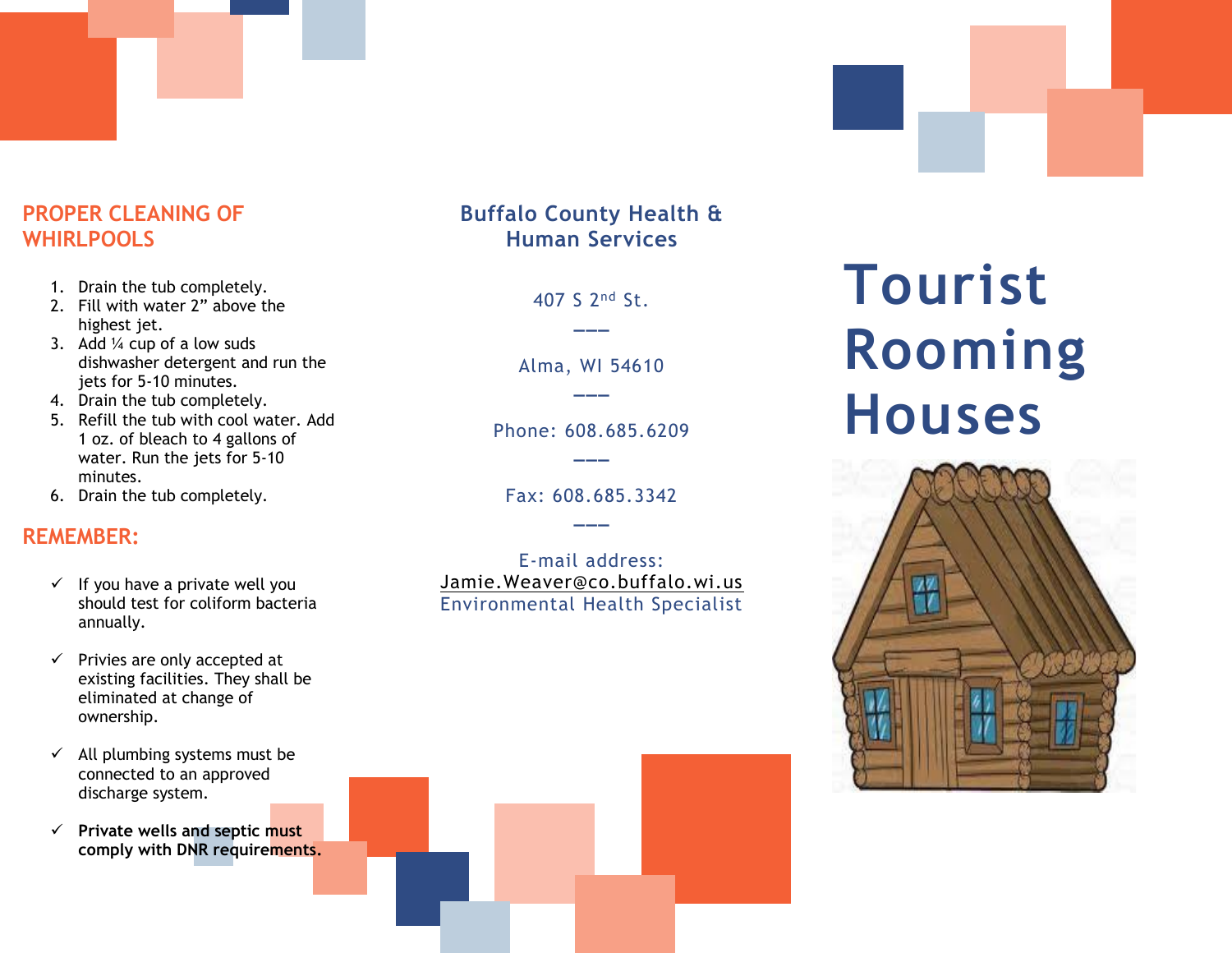## PROPER CLEANING OF WHIRLPOOLS

1. Drain the tub completely.
2. Fill with water 2" above the highest jet.
3. Add ¼ cup of a low suds dishwasher detergent and run the jets for 5-10 minutes.
4. Drain the tub completely.
5. Refill the tub with cool water. Add 1 oz. of bleach to 4 gallons of water. Run the jets for 5-10 minutes.
6. Drain the tub completely.

## REMEMBER:

- ✓ If you have a private well you should test for coliform bacteria annually.
- ✓ Privies are only accepted at existing facilities. They shall be eliminated at change of ownership.
- ✓ All plumbing systems must be connected to an approved discharge system.
- ✓ **Private wells and septic must comply with DNR requirements.**

## Buffalo County Health & Human Services

407 S 2nd St.

---

Alma, WI 54610

---

Phone: 608.685.6209

---

Fax: 608.685.3342

---

E-mail address:
Jamie.Weaver@co.buffalo.wi.us
Environmental Health Specialist

# Tourist Rooming Houses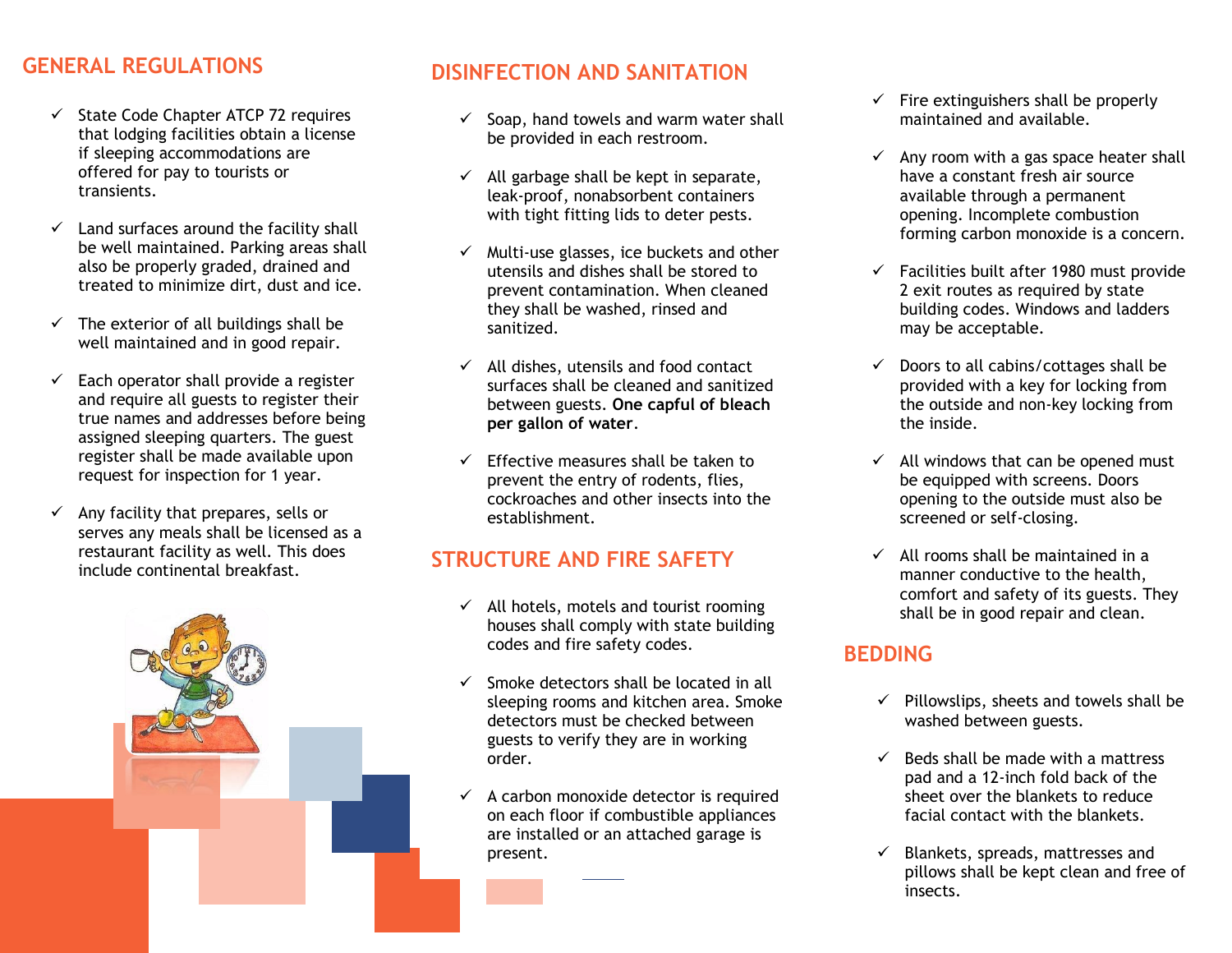## GENERAL REGULATIONS

- ✓ State Code Chapter ATCP 72 requires that lodging facilities obtain a license if sleeping accommodations are offered for pay to tourists or transients.
- ✓ Land surfaces around the facility shall be well maintained. Parking areas shall also be properly graded, drained and treated to minimize dirt, dust and ice.
- ✓ The exterior of all buildings shall be well maintained and in good repair.
- ✓ Each operator shall provide a register and require all guests to register their true names and addresses before being assigned sleeping quarters. The guest register shall be made available upon request for inspection for 1 year.
- ✓ Any facility that prepares, sells or serves any meals shall be licensed as a restaurant facility as well. This does include continental breakfast.

## DISINFECTION AND SANITATION

- ✓ Soap, hand towels and warm water shall be provided in each restroom.
- ✓ All garbage shall be kept in separate, leak-proof, nonabsorbent containers with tight fitting lids to deter pests.
- ✓ Multi-use glasses, ice buckets and other utensils and dishes shall be stored to prevent contamination. When cleaned they shall be washed, rinsed and sanitized.
- ✓ All dishes, utensils and food contact surfaces shall be cleaned and sanitized between guests. **One capful of bleach per gallon of water**.
- ✓ Effective measures shall be taken to prevent the entry of rodents, flies, cockroaches and other insects into the establishment.

## STRUCTURE AND FIRE SAFETY

- ✓ All hotels, motels and tourist rooming houses shall comply with state building codes and fire safety codes.
- ✓ Smoke detectors shall be located in all sleeping rooms and kitchen area. Smoke detectors must be checked between guests to verify they are in working order.
- ✓ A carbon monoxide detector is required on each floor if combustible appliances are installed or an attached garage is present.
- ✓ Fire extinguishers shall be properly maintained and available.
- ✓ Any room with a gas space heater shall have a constant fresh air source available through a permanent opening. Incomplete combustion forming carbon monoxide is a concern.
- ✓ Facilities built after 1980 must provide 2 exit routes as required by state building codes. Windows and ladders may be acceptable.
- ✓ Doors to all cabins/cottages shall be provided with a key for locking from the outside and non-key locking from the inside.
- ✓ All windows that can be opened must be equipped with screens. Doors opening to the outside must also be screened or self-closing.
- ✓ All rooms shall be maintained in a manner conductive to the health, comfort and safety of its guests. They shall be in good repair and clean.

## BEDDING

- ✓ Pillowslips, sheets and towels shall be washed between guests.
- ✓ Beds shall be made with a mattress pad and a 12-inch fold back of the sheet over the blankets to reduce facial contact with the blankets.
- ✓ Blankets, spreads, mattresses and pillows shall be kept clean and free of insects.